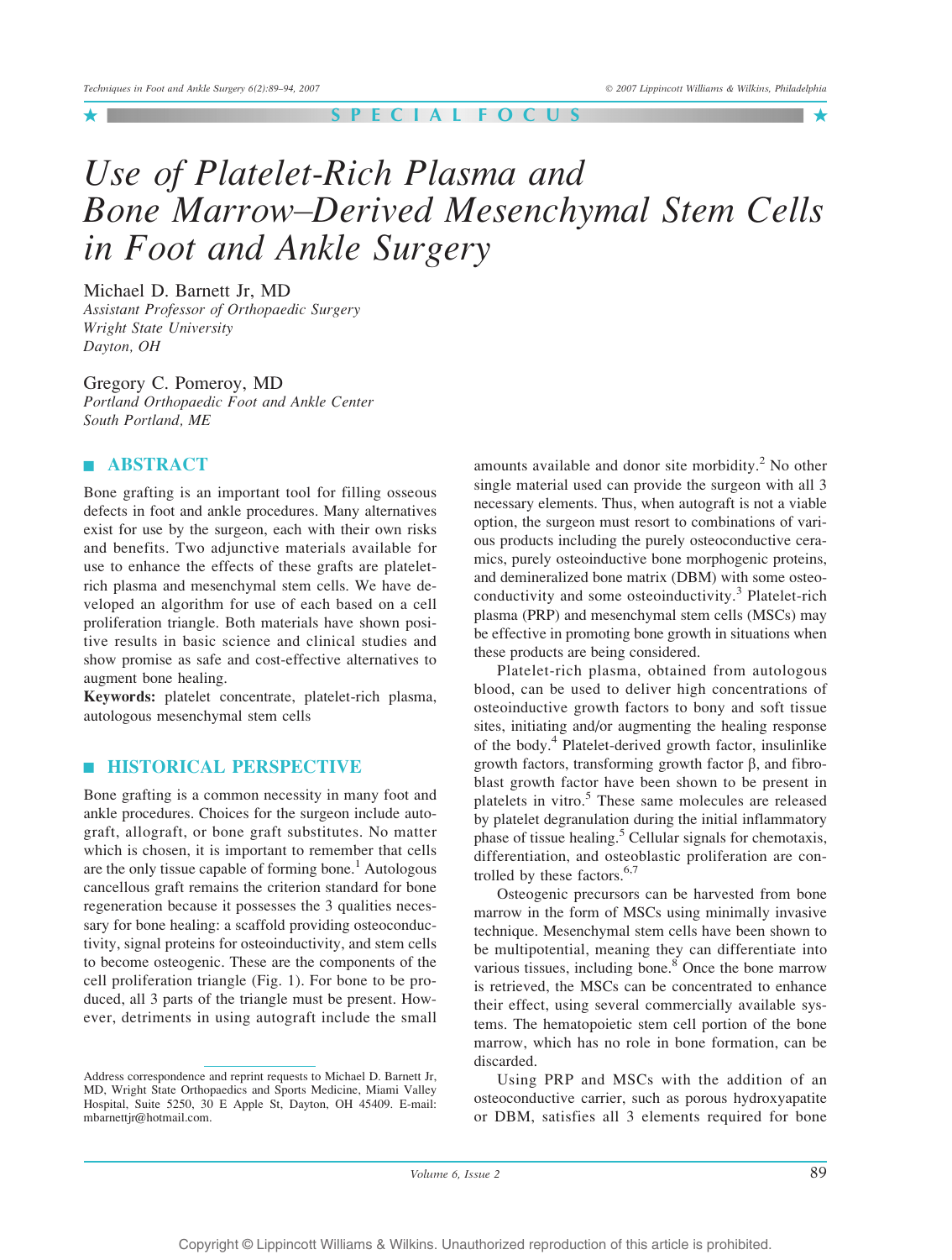SPECIAL FOCUS

# Use of Platelet-Rich Plasma and Bone Marrow–Derived Mesenchymal Stem Cells in Foot and Ankle Surgery

Michael D. Barnett Jr, MD
*Assistant Professor of Orthopaedic Surgery*
*Wright State University*
*Dayton, OH*

Gregory C. Pomeroy, MD
*Portland Orthopaedic Foot and Ankle Center*
*South Portland, ME*

## ABSTRACT

Bone grafting is an important tool for filling osseous defects in foot and ankle procedures. Many alternatives exist for use by the surgeon, each with their own risks and benefits. Two adjunctive materials available for use to enhance the effects of these grafts are platelet-rich plasma and mesenchymal stem cells. We have developed an algorithm for use of each based on a cell proliferation triangle. Both materials have shown positive results in basic science and clinical studies and show promise as safe and cost-effective alternatives to augment bone healing.

**Keywords:** platelet concentrate, platelet-rich plasma, autologous mesenchymal stem cells

## HISTORICAL PERSPECTIVE

Bone grafting is a common necessity in many foot and ankle procedures. Choices for the surgeon include autograft, allograft, or bone graft substitutes. No matter which is chosen, it is important to remember that cells are the only tissue capable of forming bone.[1] Autologous cancellous graft remains the criterion standard for bone regeneration because it possesses the 3 qualities necessary for bone healing: a scaffold providing osteoconductivity, signal proteins for osteoinductivity, and stem cells to become osteogenic. These are the components of the cell proliferation triangle (Fig. 1). For bone to be produced, all 3 parts of the triangle must be present. However, detriments in using autograft include the small amounts available and donor site morbidity.[2] No other single material used can provide the surgeon with all 3 necessary elements. Thus, when autograft is not a viable option, the surgeon must resort to combinations of various products including the purely osteoconductive ceramics, purely osteoinductive bone morphogenic proteins, and demineralized bone matrix (DBM) with some osteoconductivity and some osteoinductivity.[3] Platelet-rich plasma (PRP) and mesenchymal stem cells (MSCs) may be effective in promoting bone growth in situations when these products are being considered.

Platelet-rich plasma, obtained from autologous blood, can be used to deliver high concentrations of osteoinductive growth factors to bony and soft tissue sites, initiating and/or augmenting the healing response of the body.[4] Platelet-derived growth factor, insulinlike growth factors, transforming growth factor β, and fibroblast growth factor have been shown to be present in platelets in vitro.[5] These same molecules are released by platelet degranulation during the initial inflammatory phase of tissue healing.[5] Cellular signals for chemotaxis, differentiation, and osteoblastic proliferation are controlled by these factors.[6,7]

Osteogenic precursors can be harvested from bone marrow in the form of MSCs using minimally invasive technique. Mesenchymal stem cells have been shown to be multipotential, meaning they can differentiate into various tissues, including bone.[8] Once the bone marrow is retrieved, the MSCs can be concentrated to enhance their effect, using several commercially available systems. The hematopoietic stem cell portion of the bone marrow, which has no role in bone formation, can be discarded.

Using PRP and MSCs with the addition of an osteoconductive carrier, such as porous hydroxyapatite or DBM, satisfies all 3 elements required for bone

---

Address correspondence and reprint requests to Michael D. Barnett Jr, MD, Wright State Orthopaedics and Sports Medicine, Miami Valley Hospital, Suite 5250, 30 E Apple St, Dayton, OH 45409. E-mail: mbarnettjr@hotmail.com.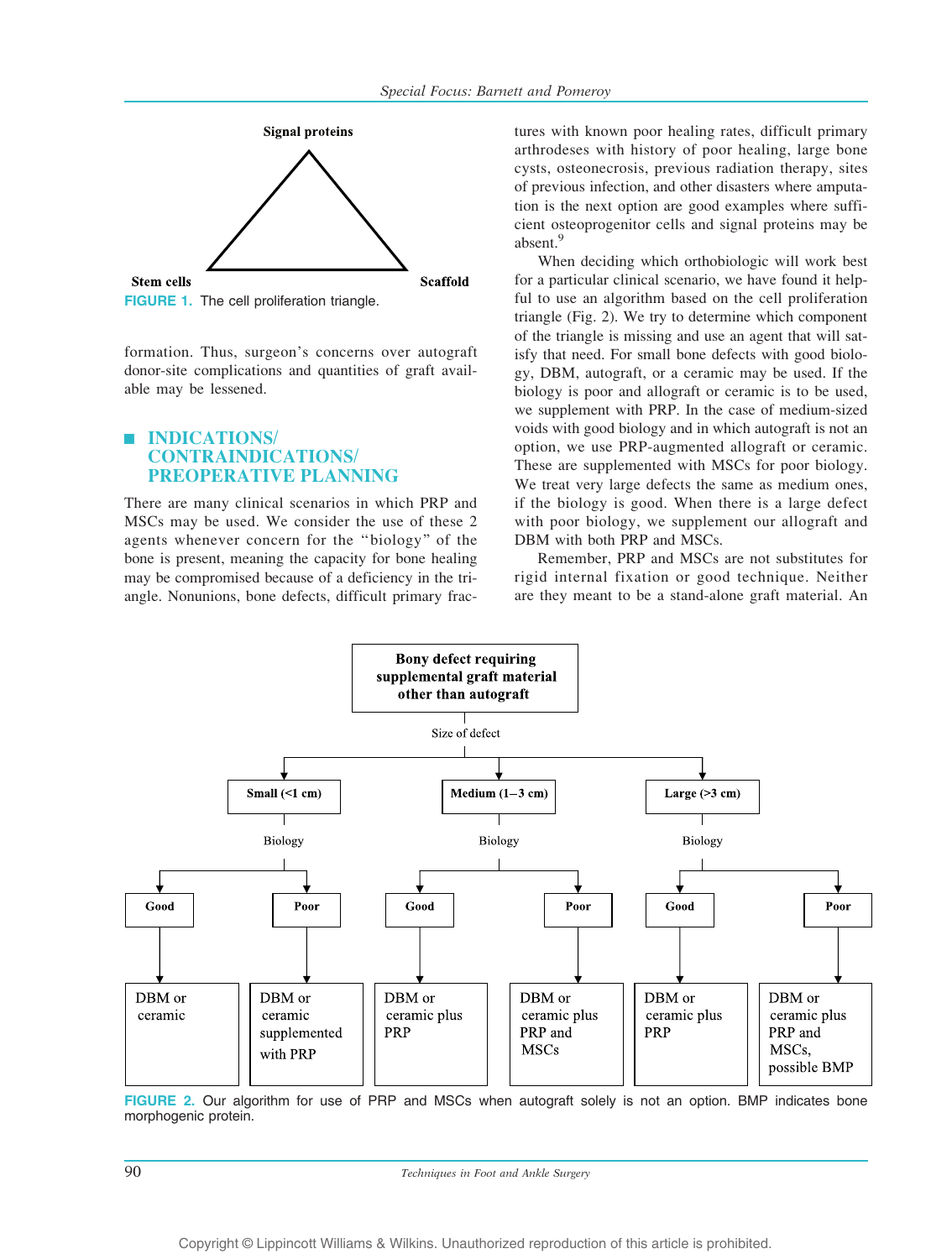Signal proteins

Stem cells

Scaffold

FIGURE 1. The cell proliferation triangle.

formation. Thus, surgeon's concerns over autograft donor-site complications and quantities of graft available may be lessened.

## INDICATIONS/ CONTRAINDICATIONS/ PREOPERATIVE PLANNING

There are many clinical scenarios in which PRP and MSCs may be used. We consider the use of these 2 agents whenever concern for the "biology" of the bone is present, meaning the capacity for bone healing may be compromised because of a deficiency in the triangle. Nonunions, bone defects, difficult primary fractures with known poor healing rates, difficult primary arthrodeses with history of poor healing, large bone cysts, osteonecrosis, previous radiation therapy, sites of previous infection, and other disasters where amputation is the next option are good examples where sufficient osteoprogenitor cells and signal proteins may be absent.[9]

When deciding which orthobiologic will work best for a particular clinical scenario, we have found it helpful to use an algorithm based on the cell proliferation triangle (Fig. 2). We try to determine which component of the triangle is missing and use an agent that will satisfy that need. For small bone defects with good biology, DBM, autograft, or a ceramic may be used. If the biology is poor and allograft or ceramic is to be used, we supplement with PRP. In the case of medium-sized voids with good biology and in which autograft is not an option, we use PRP-augmented allograft or ceramic. These are supplemented with MSCs for poor biology. We treat very large defects the same as medium ones, if the biology is good. When there is a large defect with poor biology, we supplement our allograft and DBM with both PRP and MSCs.

Remember, PRP and MSCs are not substitutes for rigid internal fixation or good technique. Neither are they meant to be a stand-alone graft material. An

**Bony defect requiring supplemental graft material other than autograft**

Size of defect

| Size of defect | Biology | Treatment |
|---|---|---|
| Small (<1 cm) | Good | DBM or ceramic |
| Small (<1 cm) | Poor | DBM or ceramic supplemented with PRP |
| Medium (1–3 cm) | Good | DBM or ceramic plus PRP |
| Medium (1–3 cm) | Poor | DBM or ceramic plus PRP and MSCs |
| Large (>3 cm) | Good | DBM or ceramic plus PRP |
| Large (>3 cm) | Poor | DBM or ceramic plus PRP and MSCs, possible BMP |

FIGURE 2. Our algorithm for use of PRP and MSCs when autograft solely is not an option. BMP indicates bone morphogenic protein.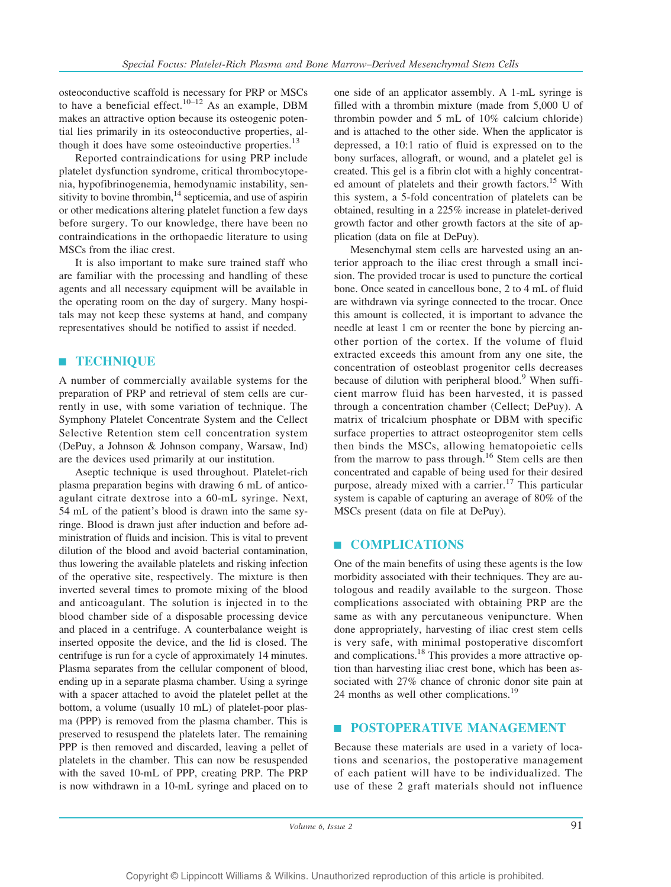osteoconductive scaffold is necessary for PRP or MSCs to have a beneficial effect.[10–12] As an example, DBM makes an attractive option because its osteogenic potential lies primarily in its osteoconductive properties, although it does have some osteoinductive properties.[13]

Reported contraindications for using PRP include platelet dysfunction syndrome, critical thrombocytopenia, hypofibrinogenemia, hemodynamic instability, sensitivity to bovine thrombin,[14] septicemia, and use of aspirin or other medications altering platelet function a few days before surgery. To our knowledge, there have been no contraindications in the orthopaedic literature to using MSCs from the iliac crest.

It is also important to make sure trained staff who are familiar with the processing and handling of these agents and all necessary equipment will be available in the operating room on the day of surgery. Many hospitals may not keep these systems at hand, and company representatives should be notified to assist if needed.

## TECHNIQUE

A number of commercially available systems for the preparation of PRP and retrieval of stem cells are currently in use, with some variation of technique. The Symphony Platelet Concentrate System and the Cellect Selective Retention stem cell concentration system (DePuy, a Johnson & Johnson company, Warsaw, Ind) are the devices used primarily at our institution.

Aseptic technique is used throughout. Platelet-rich plasma preparation begins with drawing 6 mL of anticoagulant citrate dextrose into a 60-mL syringe. Next, 54 mL of the patient's blood is drawn into the same syringe. Blood is drawn just after induction and before administration of fluids and incision. This is vital to prevent dilution of the blood and avoid bacterial contamination, thus lowering the available platelets and risking infection of the operative site, respectively. The mixture is then inverted several times to promote mixing of the blood and anticoagulant. The solution is injected in to the blood chamber side of a disposable processing device and placed in a centrifuge. A counterbalance weight is inserted opposite the device, and the lid is closed. The centrifuge is run for a cycle of approximately 14 minutes. Plasma separates from the cellular component of blood, ending up in a separate plasma chamber. Using a syringe with a spacer attached to avoid the platelet pellet at the bottom, a volume (usually 10 mL) of platelet-poor plasma (PPP) is removed from the plasma chamber. This is preserved to resuspend the platelets later. The remaining PPP is then removed and discarded, leaving a pellet of platelets in the chamber. This can now be resuspended with the saved 10-mL of PPP, creating PRP. The PRP is now withdrawn in a 10-mL syringe and placed on to one side of an applicator assembly. A 1-mL syringe is filled with a thrombin mixture (made from 5,000 U of thrombin powder and 5 mL of 10% calcium chloride) and is attached to the other side. When the applicator is depressed, a 10:1 ratio of fluid is expressed on to the bony surfaces, allograft, or wound, and a platelet gel is created. This gel is a fibrin clot with a highly concentrated amount of platelets and their growth factors.[15] With this system, a 5-fold concentration of platelets can be obtained, resulting in a 225% increase in platelet-derived growth factor and other growth factors at the site of application (data on file at DePuy).

Mesenchymal stem cells are harvested using an anterior approach to the iliac crest through a small incision. The provided trocar is used to puncture the cortical bone. Once seated in cancellous bone, 2 to 4 mL of fluid are withdrawn via syringe connected to the trocar. Once this amount is collected, it is important to advance the needle at least 1 cm or reenter the bone by piercing another portion of the cortex. If the volume of fluid extracted exceeds this amount from any one site, the concentration of osteoblast progenitor cells decreases because of dilution with peripheral blood.[9] When sufficient marrow fluid has been harvested, it is passed through a concentration chamber (Cellect; DePuy). A matrix of tricalcium phosphate or DBM with specific surface properties to attract osteoprogenitor stem cells then binds the MSCs, allowing hematopoietic cells from the marrow to pass through.[16] Stem cells are then concentrated and capable of being used for their desired purpose, already mixed with a carrier.[17] This particular system is capable of capturing an average of 80% of the MSCs present (data on file at DePuy).

## COMPLICATIONS

One of the main benefits of using these agents is the low morbidity associated with their techniques. They are autologous and readily available to the surgeon. Those complications associated with obtaining PRP are the same as with any percutaneous venipuncture. When done appropriately, harvesting of iliac crest stem cells is very safe, with minimal postoperative discomfort and complications.[18] This provides a more attractive option than harvesting iliac crest bone, which has been associated with 27% chance of chronic donor site pain at 24 months as well other complications.[19]

## POSTOPERATIVE MANAGEMENT

Because these materials are used in a variety of locations and scenarios, the postoperative management of each patient will have to be individualized. The use of these 2 graft materials should not influence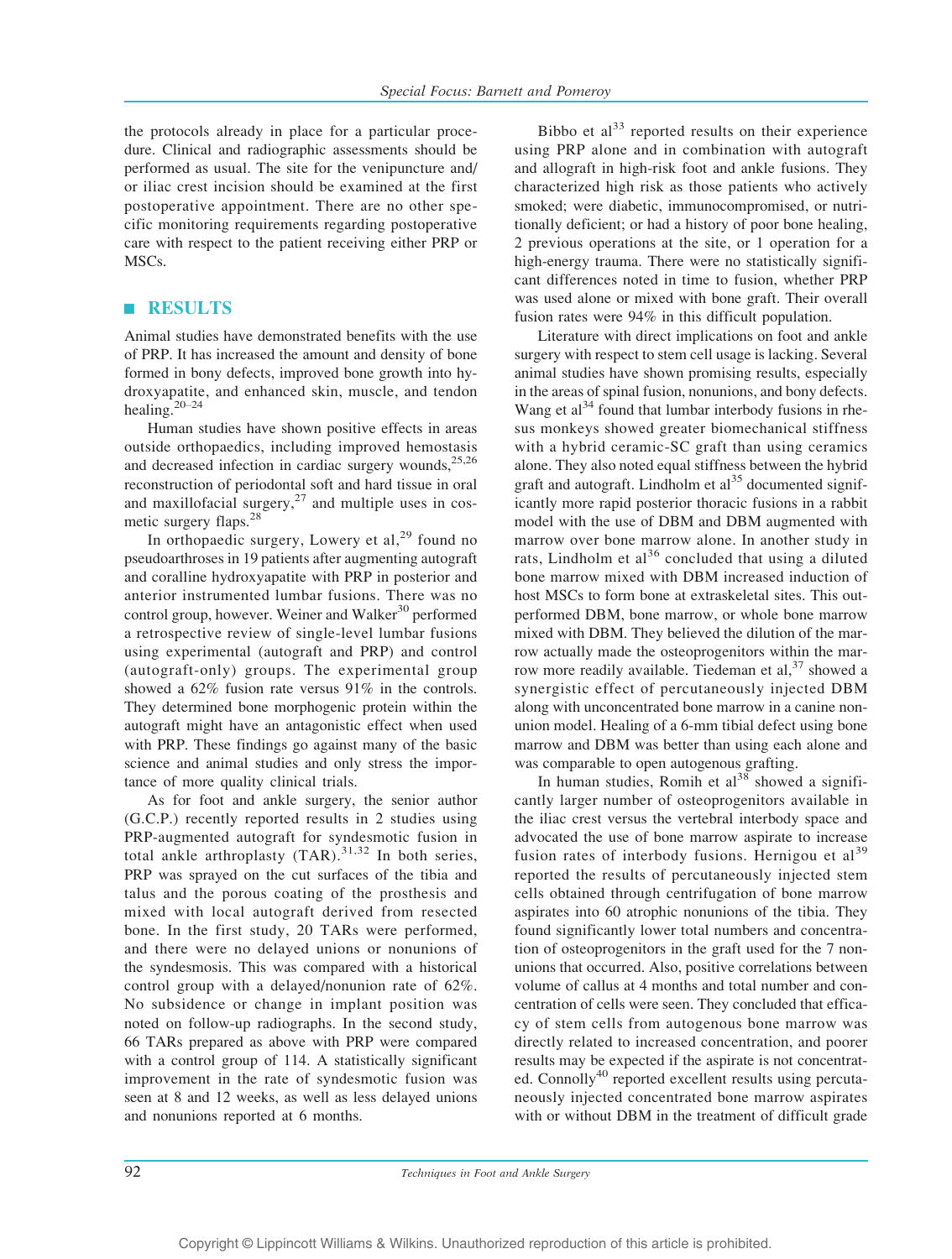the protocols already in place for a particular procedure. Clinical and radiographic assessments should be performed as usual. The site for the venipuncture and/or iliac crest incision should be examined at the first postoperative appointment. There are no other specific monitoring requirements regarding postoperative care with respect to the patient receiving either PRP or MSCs.

## RESULTS

Animal studies have demonstrated benefits with the use of PRP. It has increased the amount and density of bone formed in bony defects, improved bone growth into hydroxyapatite, and enhanced skin, muscle, and tendon healing.[20–24]

Human studies have shown positive effects in areas outside orthopaedics, including improved hemostasis and decreased infection in cardiac surgery wounds,[25,26] reconstruction of periodontal soft and hard tissue in oral and maxillofacial surgery,[27] and multiple uses in cosmetic surgery flaps.[28]

In orthopaedic surgery, Lowery et al,[29] found no pseudoarthroses in 19 patients after augmenting autograft and coralline hydroxyapatite with PRP in posterior and anterior instrumented lumbar fusions. There was no control group, however. Weiner and Walker[30] performed a retrospective review of single-level lumbar fusions using experimental (autograft and PRP) and control (autograft-only) groups. The experimental group showed a 62% fusion rate versus 91% in the controls. They determined bone morphogenic protein within the autograft might have an antagonistic effect when used with PRP. These findings go against many of the basic science and animal studies and only stress the importance of more quality clinical trials.

As for foot and ankle surgery, the senior author (G.C.P.) recently reported results in 2 studies using PRP-augmented autograft for syndesmotic fusion in total ankle arthroplasty (TAR).[31,32] In both series, PRP was sprayed on the cut surfaces of the tibia and talus and the porous coating of the prosthesis and mixed with local autograft derived from resected bone. In the first study, 20 TARs were performed, and there were no delayed unions or nonunions of the syndesmosis. This was compared with a historical control group with a delayed/nonunion rate of 62%. No subsidence or change in implant position was noted on follow-up radiographs. In the second study, 66 TARs prepared as above with PRP were compared with a control group of 114. A statistically significant improvement in the rate of syndesmotic fusion was seen at 8 and 12 weeks, as well as less delayed unions and nonunions reported at 6 months.

Bibbo et al[33] reported results on their experience using PRP alone and in combination with autograft and allograft in high-risk foot and ankle fusions. They characterized high risk as those patients who actively smoked; were diabetic, immunocompromised, or nutritionally deficient; or had a history of poor bone healing, 2 previous operations at the site, or 1 operation for a high-energy trauma. There were no statistically significant differences noted in time to fusion, whether PRP was used alone or mixed with bone graft. Their overall fusion rates were 94% in this difficult population.

Literature with direct implications on foot and ankle surgery with respect to stem cell usage is lacking. Several animal studies have shown promising results, especially in the areas of spinal fusion, nonunions, and bony defects. Wang et al[34] found that lumbar interbody fusions in rhesus monkeys showed greater biomechanical stiffness with a hybrid ceramic-SC graft than using ceramics alone. They also noted equal stiffness between the hybrid graft and autograft. Lindholm et al[35] documented significantly more rapid posterior thoracic fusions in a rabbit model with the use of DBM and DBM augmented with marrow over bone marrow alone. In another study in rats, Lindholm et al[36] concluded that using a diluted bone marrow mixed with DBM increased induction of host MSCs to form bone at extraskeletal sites. This outperformed DBM, bone marrow, or whole bone marrow mixed with DBM. They believed the dilution of the marrow actually made the osteoprogenitors within the marrow more readily available. Tiedeman et al,[37] showed a synergistic effect of percutaneously injected DBM along with unconcentrated bone marrow in a canine nonunion model. Healing of a 6-mm tibial defect using bone marrow and DBM was better than using each alone and was comparable to open autogenous grafting.

In human studies, Romih et al[38] showed a significantly larger number of osteoprogenitors available in the iliac crest versus the vertebral interbody space and advocated the use of bone marrow aspirate to increase fusion rates of interbody fusions. Hernigou et al[39] reported the results of percutaneously injected stem cells obtained through centrifugation of bone marrow aspirates into 60 atrophic nonunions of the tibia. They found significantly lower total numbers and concentration of osteoprogenitors in the graft used for the 7 nonunions that occurred. Also, positive correlations between volume of callus at 4 months and total number and concentration of cells were seen. They concluded that efficacy of stem cells from autogenous bone marrow was directly related to increased concentration, and poorer results may be expected if the aspirate is not concentrated. Connolly[40] reported excellent results using percutaneously injected concentrated bone marrow aspirates with or without DBM in the treatment of difficult grade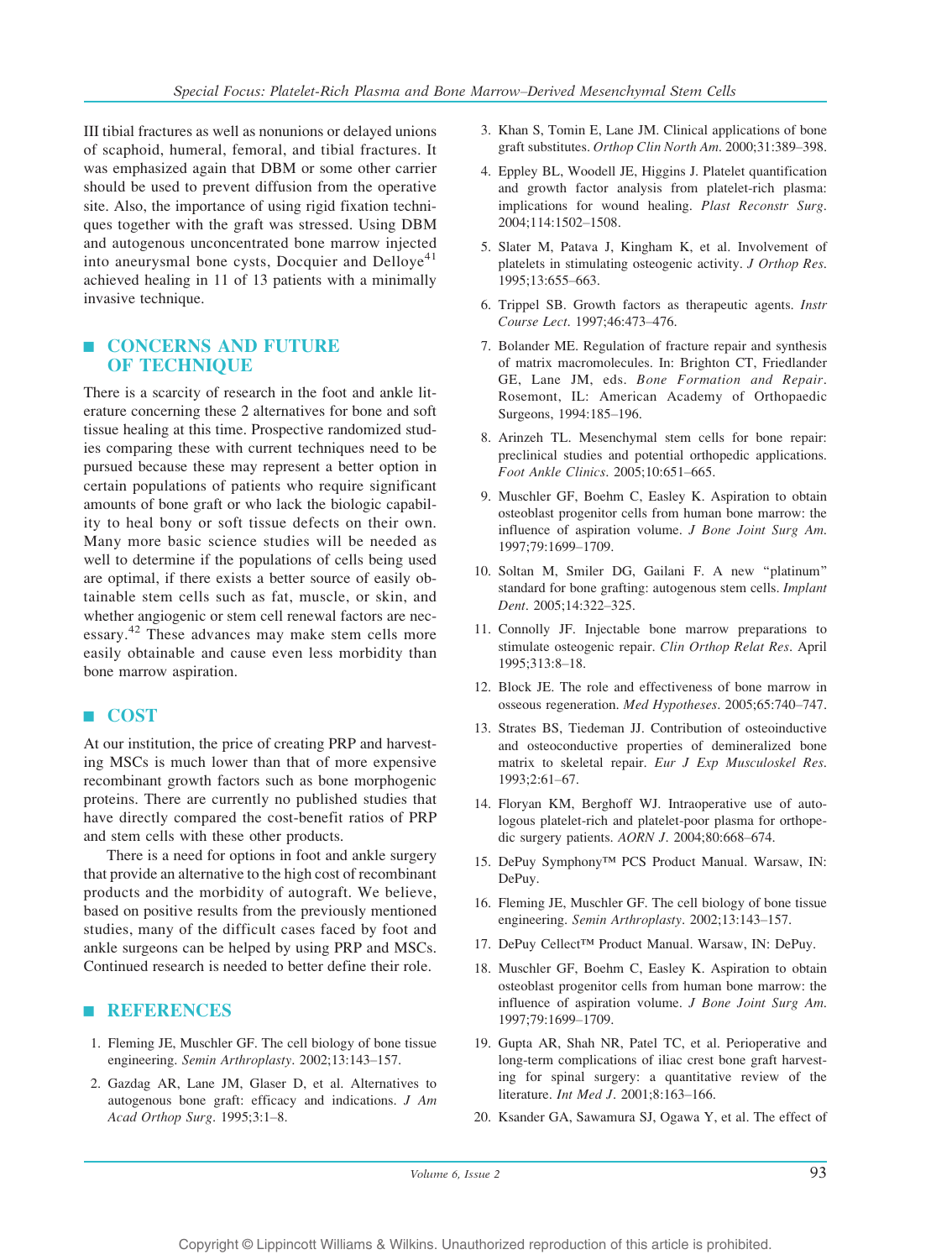III tibial fractures as well as nonunions or delayed unions of scaphoid, humeral, femoral, and tibial fractures. It was emphasized again that DBM or some other carrier should be used to prevent diffusion from the operative site. Also, the importance of using rigid fixation techniques together with the graft was stressed. Using DBM and autogenous unconcentrated bone marrow injected into aneurysmal bone cysts, Docquier and Delloye[41] achieved healing in 11 of 13 patients with a minimally invasive technique.

## CONCERNS AND FUTURE OF TECHNIQUE

There is a scarcity of research in the foot and ankle literature concerning these 2 alternatives for bone and soft tissue healing at this time. Prospective randomized studies comparing these with current techniques need to be pursued because these may represent a better option in certain populations of patients who require significant amounts of bone graft or who lack the biologic capability to heal bony or soft tissue defects on their own. Many more basic science studies will be needed as well to determine if the populations of cells being used are optimal, if there exists a better source of easily obtainable stem cells such as fat, muscle, or skin, and whether angiogenic or stem cell renewal factors are necessary.[42] These advances may make stem cells more easily obtainable and cause even less morbidity than bone marrow aspiration.

## COST

At our institution, the price of creating PRP and harvesting MSCs is much lower than that of more expensive recombinant growth factors such as bone morphogenic proteins. There are currently no published studies that have directly compared the cost-benefit ratios of PRP and stem cells with these other products.

There is a need for options in foot and ankle surgery that provide an alternative to the high cost of recombinant products and the morbidity of autograft. We believe, based on positive results from the previously mentioned studies, many of the difficult cases faced by foot and ankle surgeons can be helped by using PRP and MSCs. Continued research is needed to better define their role.

## REFERENCES

1. Fleming JE, Muschler GF. The cell biology of bone tissue engineering. *Semin Arthroplasty*. 2002;13:143–157.
2. Gazdag AR, Lane JM, Glaser D, et al. Alternatives to autogenous bone graft: efficacy and indications. *J Am Acad Orthop Surg*. 1995;3:1–8.
3. Khan S, Tomin E, Lane JM. Clinical applications of bone graft substitutes. *Orthop Clin North Am*. 2000;31:389–398.
4. Eppley BL, Woodell JE, Higgins J. Platelet quantification and growth factor analysis from platelet-rich plasma: implications for wound healing. *Plast Reconstr Surg*. 2004;114:1502–1508.
5. Slater M, Patava J, Kingham K, et al. Involvement of platelets in stimulating osteogenic activity. *J Orthop Res*. 1995;13:655–663.
6. Trippel SB. Growth factors as therapeutic agents. *Instr Course Lect*. 1997;46:473–476.
7. Bolander ME. Regulation of fracture repair and synthesis of matrix macromolecules. In: Brighton CT, Friedlander GE, Lane JM, eds. *Bone Formation and Repair*. Rosemont, IL: American Academy of Orthopaedic Surgeons, 1994:185–196.
8. Arinzeh TL. Mesenchymal stem cells for bone repair: preclinical studies and potential orthopedic applications. *Foot Ankle Clinics*. 2005;10:651–665.
9. Muschler GF, Boehm C, Easley K. Aspiration to obtain osteoblast progenitor cells from human bone marrow: the influence of aspiration volume. *J Bone Joint Surg Am*. 1997;79:1699–1709.
10. Soltan M, Smiler DG, Gailani F. A new "platinum" standard for bone grafting: autogenous stem cells. *Implant Dent*. 2005;14:322–325.
11. Connolly JF. Injectable bone marrow preparations to stimulate osteogenic repair. *Clin Orthop Relat Res*. April 1995;313:8–18.
12. Block JE. The role and effectiveness of bone marrow in osseous regeneration. *Med Hypotheses*. 2005;65:740–747.
13. Strates BS, Tiedeman JJ. Contribution of osteoinductive and osteoconductive properties of demineralized bone matrix to skeletal repair. *Eur J Exp Musculoskel Res*. 1993;2:61–67.
14. Floryan KM, Berghoff WJ. Intraoperative use of autologous platelet-rich and platelet-poor plasma for orthopedic surgery patients. *AORN J*. 2004;80:668–674.
15. DePuy Symphony™ PCS Product Manual. Warsaw, IN: DePuy.
16. Fleming JE, Muschler GF. The cell biology of bone tissue engineering. *Semin Arthroplasty*. 2002;13:143–157.
17. DePuy Cellect™ Product Manual. Warsaw, IN: DePuy.
18. Muschler GF, Boehm C, Easley K. Aspiration to obtain osteoblast progenitor cells from human bone marrow: the influence of aspiration volume. *J Bone Joint Surg Am*. 1997;79:1699–1709.
19. Gupta AR, Shah NR, Patel TC, et al. Perioperative and long-term complications of iliac crest bone graft harvesting for spinal surgery: a quantitative review of the literature. *Int Med J*. 2001;8:163–166.
20. Ksander GA, Sawamura SJ, Ogawa Y, et al. The effect of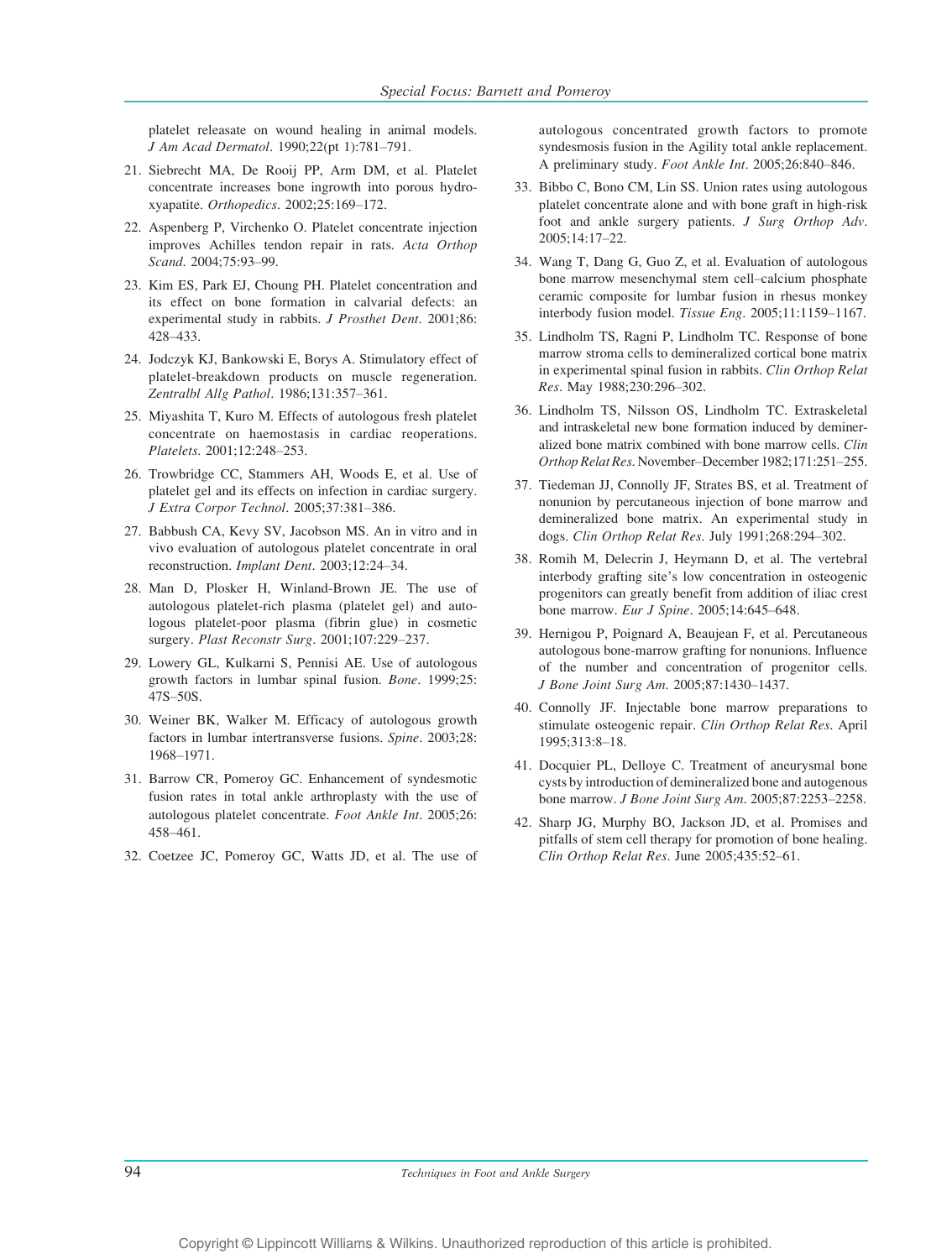platelet releasate on wound healing in animal models. *J Am Acad Dermatol*. 1990;22(pt 1):781–791.

21. Siebrecht MA, De Rooij PP, Arm DM, et al. Platelet concentrate increases bone ingrowth into porous hydroxyapatite. *Orthopedics*. 2002;25:169–172.

22. Aspenberg P, Virchenko O. Platelet concentrate injection improves Achilles tendon repair in rats. *Acta Orthop Scand*. 2004;75:93–99.

23. Kim ES, Park EJ, Choung PH. Platelet concentration and its effect on bone formation in calvarial defects: an experimental study in rabbits. *J Prosthet Dent*. 2001;86: 428–433.

24. Jodczyk KJ, Bankowski E, Borys A. Stimulatory effect of platelet-breakdown products on muscle regeneration. *Zentralbl Allg Pathol*. 1986;131:357–361.

25. Miyashita T, Kuro M. Effects of autologous fresh platelet concentrate on haemostasis in cardiac reoperations. *Platelets*. 2001;12:248–253.

26. Trowbridge CC, Stammers AH, Woods E, et al. Use of platelet gel and its effects on infection in cardiac surgery. *J Extra Corpor Technol*. 2005;37:381–386.

27. Babbush CA, Kevy SV, Jacobson MS. An in vitro and in vivo evaluation of autologous platelet concentrate in oral reconstruction. *Implant Dent*. 2003;12:24–34.

28. Man D, Plosker H, Winland-Brown JE. The use of autologous platelet-rich plasma (platelet gel) and autologous platelet-poor plasma (fibrin glue) in cosmetic surgery. *Plast Reconstr Surg*. 2001;107:229–237.

29. Lowery GL, Kulkarni S, Pennisi AE. Use of autologous growth factors in lumbar spinal fusion. *Bone*. 1999;25: 47S–50S.

30. Weiner BK, Walker M. Efficacy of autologous growth factors in lumbar intertransverse fusions. *Spine*. 2003;28: 1968–1971.

31. Barrow CR, Pomeroy GC. Enhancement of syndesmotic fusion rates in total ankle arthroplasty with the use of autologous platelet concentrate. *Foot Ankle Int*. 2005;26: 458–461.

32. Coetzee JC, Pomeroy GC, Watts JD, et al. The use of autologous concentrated growth factors to promote syndesmosis fusion in the Agility total ankle replacement. A preliminary study. *Foot Ankle Int*. 2005;26:840–846.

33. Bibbo C, Bono CM, Lin SS. Union rates using autologous platelet concentrate alone and with bone graft in high-risk foot and ankle surgery patients. *J Surg Orthop Adv*. 2005;14:17–22.

34. Wang T, Dang G, Guo Z, et al. Evaluation of autologous bone marrow mesenchymal stem cell–calcium phosphate ceramic composite for lumbar fusion in rhesus monkey interbody fusion model. *Tissue Eng*. 2005;11:1159–1167.

35. Lindholm TS, Ragni P, Lindholm TC. Response of bone marrow stroma cells to demineralized cortical bone matrix in experimental spinal fusion in rabbits. *Clin Orthop Relat Res*. May 1988;230:296–302.

36. Lindholm TS, Nilsson OS, Lindholm TC. Extraskeletal and intraskeletal new bone formation induced by demineralized bone matrix combined with bone marrow cells. *Clin Orthop Relat Res*. November–December 1982;171:251–255.

37. Tiedeman JJ, Connolly JF, Strates BS, et al. Treatment of nonunion by percutaneous injection of bone marrow and demineralized bone matrix. An experimental study in dogs. *Clin Orthop Relat Res*. July 1991;268:294–302.

38. Romih M, Delecrin J, Heymann D, et al. The vertebral interbody grafting site's low concentration in osteogenic progenitors can greatly benefit from addition of iliac crest bone marrow. *Eur J Spine*. 2005;14:645–648.

39. Hernigou P, Poignard A, Beaujean F, et al. Percutaneous autologous bone-marrow grafting for nonunions. Influence of the number and concentration of progenitor cells. *J Bone Joint Surg Am*. 2005;87:1430–1437.

40. Connolly JF. Injectable bone marrow preparations to stimulate osteogenic repair. *Clin Orthop Relat Res*. April 1995;313:8–18.

41. Docquier PL, Delloye C. Treatment of aneurysmal bone cysts by introduction of demineralized bone and autogenous bone marrow. *J Bone Joint Surg Am*. 2005;87:2253–2258.

42. Sharp JG, Murphy BO, Jackson JD, et al. Promises and pitfalls of stem cell therapy for promotion of bone healing. *Clin Orthop Relat Res*. June 2005;435:52–61.